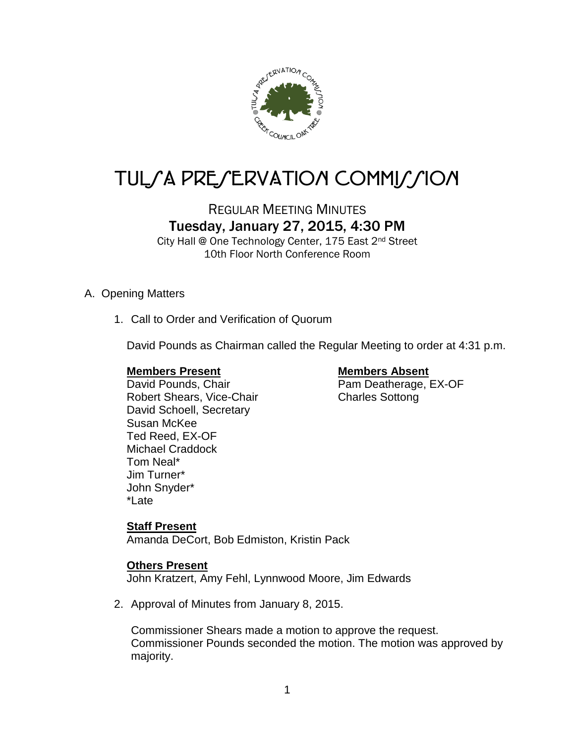# TULSA PRESERVATION COMMISSION

## REGULAR MEETING MINUTES

### Tuesday, January 27, 2015, 4:30 PM

City Hall @ One Technology Center, 175 East 2nd Street
10th Floor North Conference Room

A. Opening Matters

1. Call to Order and Verification of Quorum

   David Pounds as Chairman called the Regular Meeting to order at 4:31 p.m.

   **Members Present**
   David Pounds, Chair
   Robert Shears, Vice-Chair
   David Schoell, Secretary
   Susan McKee
   Ted Reed, EX-OF
   Michael Craddock
   Tom Neal*
   Jim Turner*
   John Snyder*
   *Late

   **Members Absent**
   Pam Deatherage, EX-OF
   Charles Sottong

   **Staff Present**
   Amanda DeCort, Bob Edmiston, Kristin Pack

   **Others Present**
   John Kratzert, Amy Fehl, Lynnwood Moore, Jim Edwards

2. Approval of Minutes from January 8, 2015.

   Commissioner Shears made a motion to approve the request. Commissioner Pounds seconded the motion. The motion was approved by majority.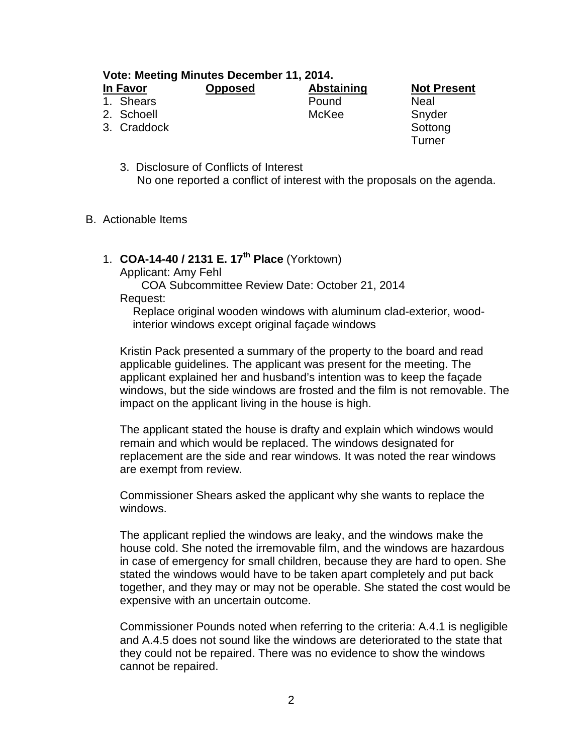**Vote: Meeting Minutes December 11, 2014.**

| In Favor | Opposed | Abstaining | Not Present |
|---|---|---|---|
| 1. Shears | | Pound | Neal |
| 2. Schoell | | McKee | Snyder |
| 3. Craddock | | | Sottong |
| | | | Turner |

3. Disclosure of Conflicts of Interest
   No one reported a conflict of interest with the proposals on the agenda.

B. Actionable Items

1. **COA-14-40 / 2131 E. 17th Place** (Yorktown)
   Applicant: Amy Fehl
   COA Subcommittee Review Date: October 21, 2014
   Request:
   Replace original wooden windows with aluminum clad-exterior, wood-interior windows except original façade windows

   Kristin Pack presented a summary of the property to the board and read applicable guidelines. The applicant was present for the meeting. The applicant explained her and husband's intention was to keep the façade windows, but the side windows are frosted and the film is not removable. The impact on the applicant living in the house is high.

   The applicant stated the house is drafty and explain which windows would remain and which would be replaced. The windows designated for replacement are the side and rear windows. It was noted the rear windows are exempt from review.

   Commissioner Shears asked the applicant why she wants to replace the windows.

   The applicant replied the windows are leaky, and the windows make the house cold. She noted the irremovable film, and the windows are hazardous in case of emergency for small children, because they are hard to open. She stated the windows would have to be taken apart completely and put back together, and they may or may not be operable. She stated the cost would be expensive with an uncertain outcome.

   Commissioner Pounds noted when referring to the criteria: A.4.1 is negligible and A.4.5 does not sound like the windows are deteriorated to the state that they could not be repaired. There was no evidence to show the windows cannot be repaired.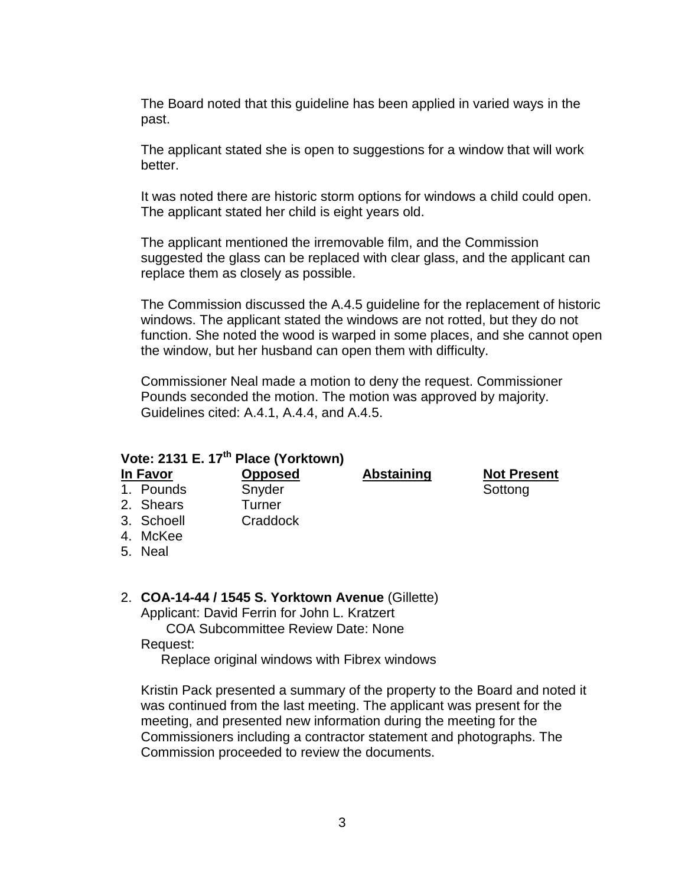The Board noted that this guideline has been applied in varied ways in the past.

The applicant stated she is open to suggestions for a window that will work better.

It was noted there are historic storm options for windows a child could open. The applicant stated her child is eight years old.

The applicant mentioned the irremovable film, and the Commission suggested the glass can be replaced with clear glass, and the applicant can replace them as closely as possible.

The Commission discussed the A.4.5 guideline for the replacement of historic windows. The applicant stated the windows are not rotted, but they do not function. She noted the wood is warped in some places, and she cannot open the window, but her husband can open them with difficulty.

Commissioner Neal made a motion to deny the request. Commissioner Pounds seconded the motion. The motion was approved by majority. Guidelines cited: A.4.1, A.4.4, and A.4.5.

**Vote: 2131 E. 17th Place (Yorktown)**

| In Favor | Opposed | Abstaining | Not Present |
|---|---|---|---|
| 1. Pounds | Snyder | | Sottong |
| 2. Shears | Turner | | |
| 3. Schoell | Craddock | | |
| 4. McKee | | | |
| 5. Neal | | | |

2. **COA-14-44 / 1545 S. Yorktown Avenue** (Gillette)
   Applicant: David Ferrin for John L. Kratzert
   COA Subcommittee Review Date: None
   Request:
   Replace original windows with Fibrex windows

   Kristin Pack presented a summary of the property to the Board and noted it was continued from the last meeting. The applicant was present for the meeting, and presented new information during the meeting for the Commissioners including a contractor statement and photographs. The Commission proceeded to review the documents.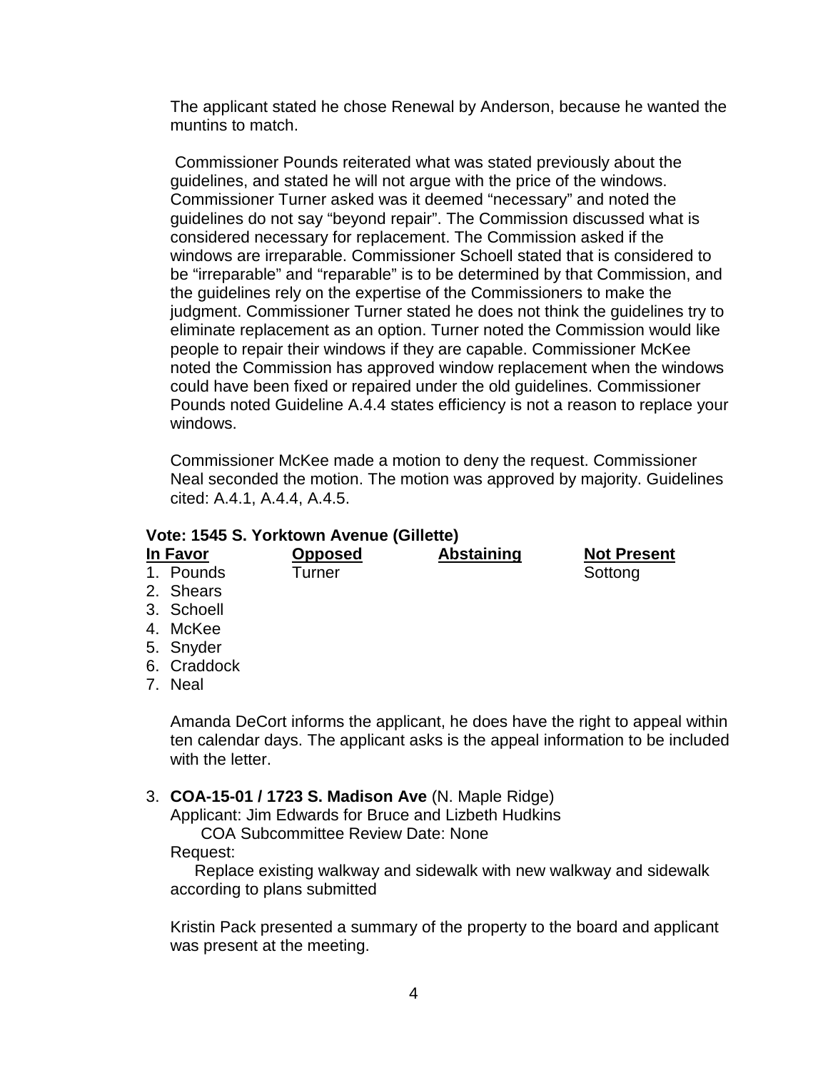The applicant stated he chose Renewal by Anderson, because he wanted the muntins to match.

Commissioner Pounds reiterated what was stated previously about the guidelines, and stated he will not argue with the price of the windows. Commissioner Turner asked was it deemed "necessary" and noted the guidelines do not say "beyond repair". The Commission discussed what is considered necessary for replacement. The Commission asked if the windows are irreparable. Commissioner Schoell stated that is considered to be "irreparable" and "reparable" is to be determined by that Commission, and the guidelines rely on the expertise of the Commissioners to make the judgment. Commissioner Turner stated he does not think the guidelines try to eliminate replacement as an option. Turner noted the Commission would like people to repair their windows if they are capable. Commissioner McKee noted the Commission has approved window replacement when the windows could have been fixed or repaired under the old guidelines. Commissioner Pounds noted Guideline A.4.4 states efficiency is not a reason to replace your windows.

Commissioner McKee made a motion to deny the request. Commissioner Neal seconded the motion. The motion was approved by majority. Guidelines cited: A.4.1, A.4.4, A.4.5.

**Vote: 1545 S. Yorktown Avenue (Gillette)**

| In Favor | Opposed | Abstaining | Not Present |
|---|---|---|---|
| 1. Pounds | Turner | | Sottong |
| 2. Shears | | | |
| 3. Schoell | | | |
| 4. McKee | | | |
| 5. Snyder | | | |
| 6. Craddock | | | |
| 7. Neal | | | |

Amanda DeCort informs the applicant, he does have the right to appeal within ten calendar days. The applicant asks is the appeal information to be included with the letter.

3. **COA-15-01 / 1723 S. Madison Ave** (N. Maple Ridge)
   Applicant: Jim Edwards for Bruce and Lizbeth Hudkins
   COA Subcommittee Review Date: None
   Request:
   Replace existing walkway and sidewalk with new walkway and sidewalk according to plans submitted

   Kristin Pack presented a summary of the property to the board and applicant was present at the meeting.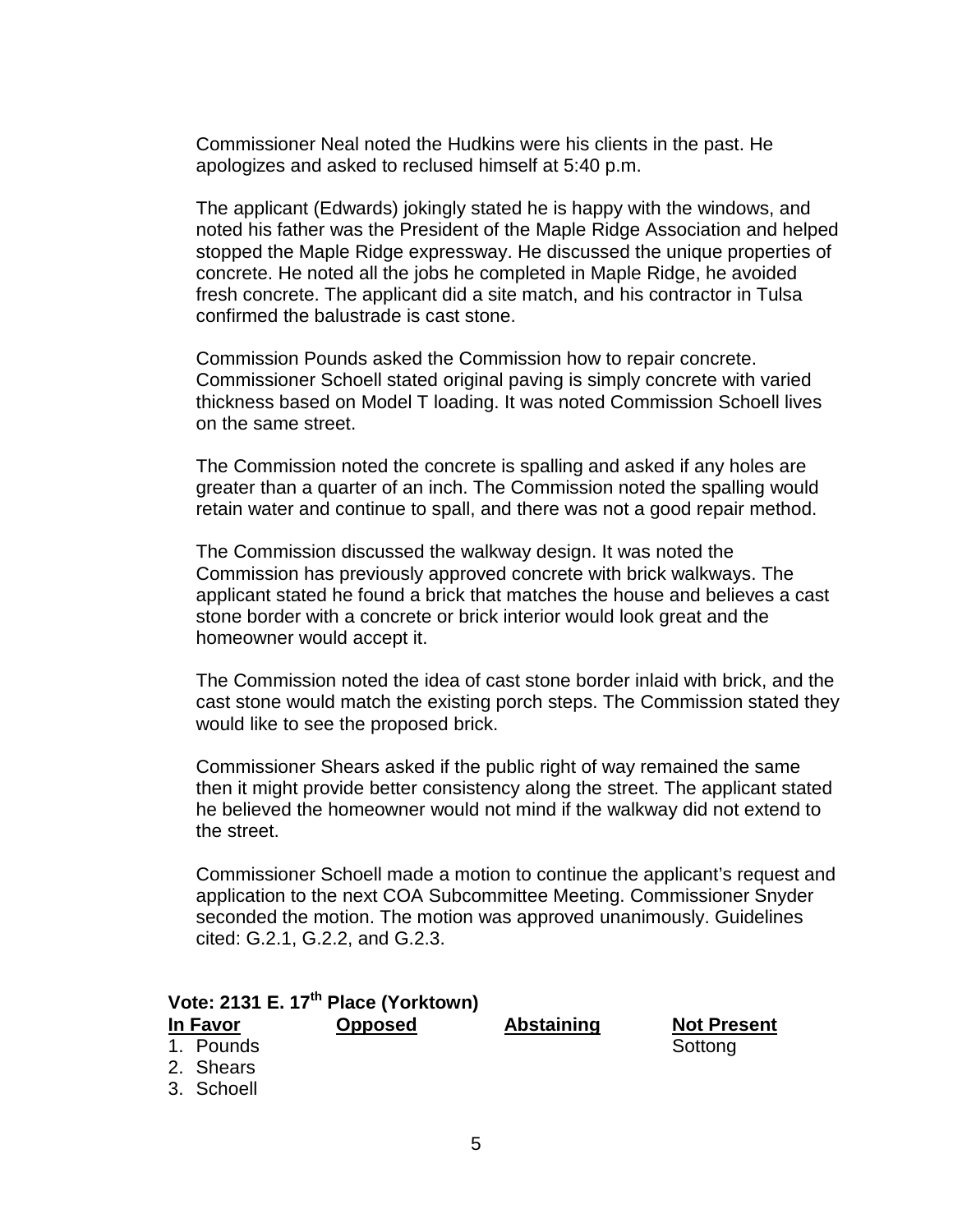Commissioner Neal noted the Hudkins were his clients in the past. He apologizes and asked to reclused himself at 5:40 p.m.

The applicant (Edwards) jokingly stated he is happy with the windows, and noted his father was the President of the Maple Ridge Association and helped stopped the Maple Ridge expressway. He discussed the unique properties of concrete. He noted all the jobs he completed in Maple Ridge, he avoided fresh concrete. The applicant did a site match, and his contractor in Tulsa confirmed the balustrade is cast stone.

Commission Pounds asked the Commission how to repair concrete. Commissioner Schoell stated original paving is simply concrete with varied thickness based on Model T loading. It was noted Commission Schoell lives on the same street.

The Commission noted the concrete is spalling and asked if any holes are greater than a quarter of an inch. The Commission noted the spalling would retain water and continue to spall, and there was not a good repair method.

The Commission discussed the walkway design. It was noted the Commission has previously approved concrete with brick walkways. The applicant stated he found a brick that matches the house and believes a cast stone border with a concrete or brick interior would look great and the homeowner would accept it.

The Commission noted the idea of cast stone border inlaid with brick, and the cast stone would match the existing porch steps. The Commission stated they would like to see the proposed brick.

Commissioner Shears asked if the public right of way remained the same then it might provide better consistency along the street. The applicant stated he believed the homeowner would not mind if the walkway did not extend to the street.

Commissioner Schoell made a motion to continue the applicant's request and application to the next COA Subcommittee Meeting. Commissioner Snyder seconded the motion. The motion was approved unanimously. Guidelines cited: G.2.1, G.2.2, and G.2.3.

**Vote: 2131 E. 17th Place (Yorktown)**

| In Favor | Opposed | Abstaining | Not Present |
|---|---|---|---|
| 1. Pounds | | | Sottong |
| 2. Shears | | | |
| 3. Schoell | | | |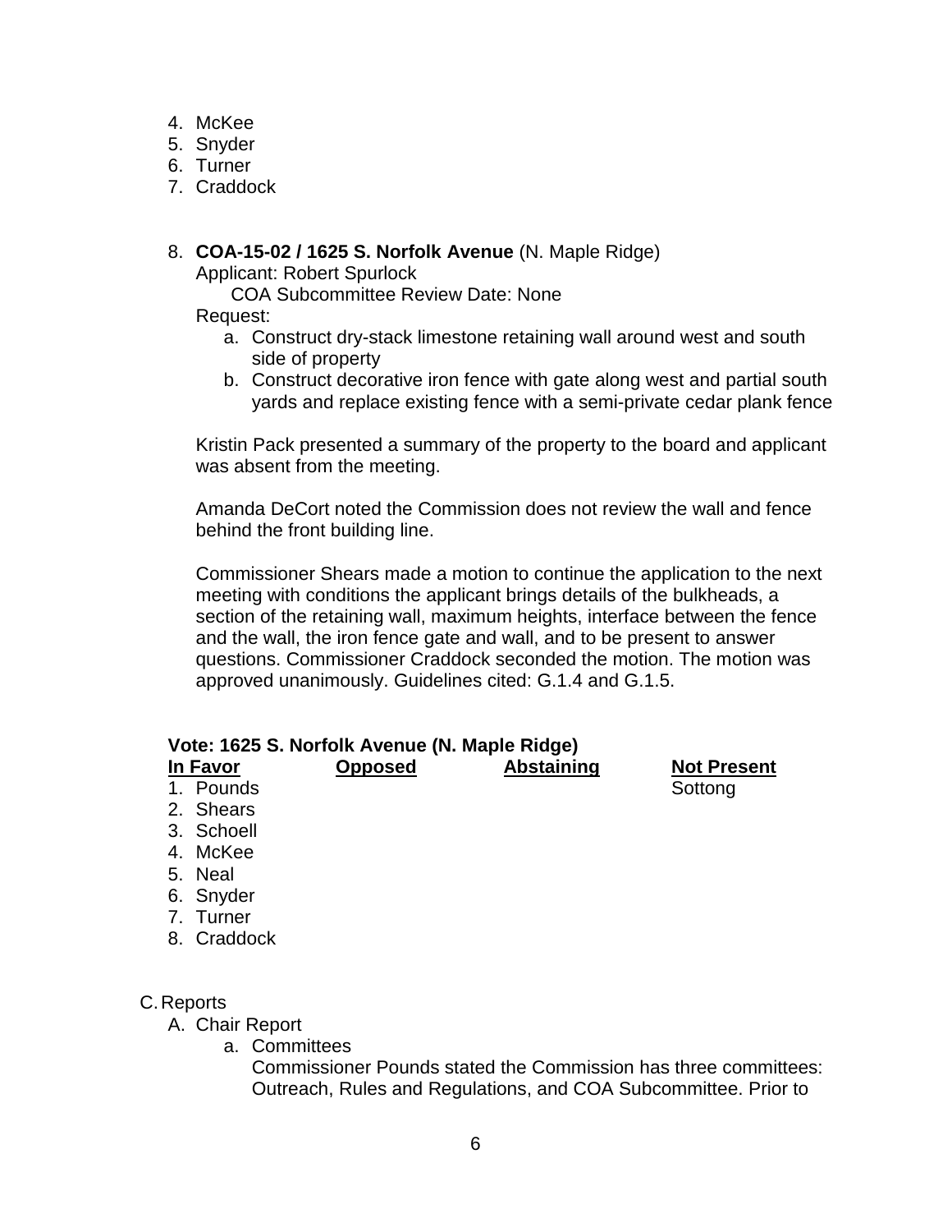4. McKee
5. Snyder
6. Turner
7. Craddock

8. **COA-15-02 / 1625 S. Norfolk Avenue** (N. Maple Ridge)
   Applicant: Robert Spurlock
   COA Subcommittee Review Date: None
   Request:
   a. Construct dry-stack limestone retaining wall around west and south side of property
   b. Construct decorative iron fence with gate along west and partial south yards and replace existing fence with a semi-private cedar plank fence

   Kristin Pack presented a summary of the property to the board and applicant was absent from the meeting.

   Amanda DeCort noted the Commission does not review the wall and fence behind the front building line.

   Commissioner Shears made a motion to continue the application to the next meeting with conditions the applicant brings details of the bulkheads, a section of the retaining wall, maximum heights, interface between the fence and the wall, the iron fence gate and wall, and to be present to answer questions. Commissioner Craddock seconded the motion. The motion was approved unanimously. Guidelines cited: G.1.4 and G.1.5.

**Vote: 1625 S. Norfolk Avenue (N. Maple Ridge)**

| In Favor | Opposed | Abstaining | Not Present |
|---|---|---|---|
| 1. Pounds | | | Sottong |
| 2. Shears | | | |
| 3. Schoell | | | |
| 4. McKee | | | |
| 5. Neal | | | |
| 6. Snyder | | | |
| 7. Turner | | | |
| 8. Craddock | | | |

C. Reports
   A. Chair Report
      a. Committees
         Commissioner Pounds stated the Commission has three committees: Outreach, Rules and Regulations, and COA Subcommittee. Prior to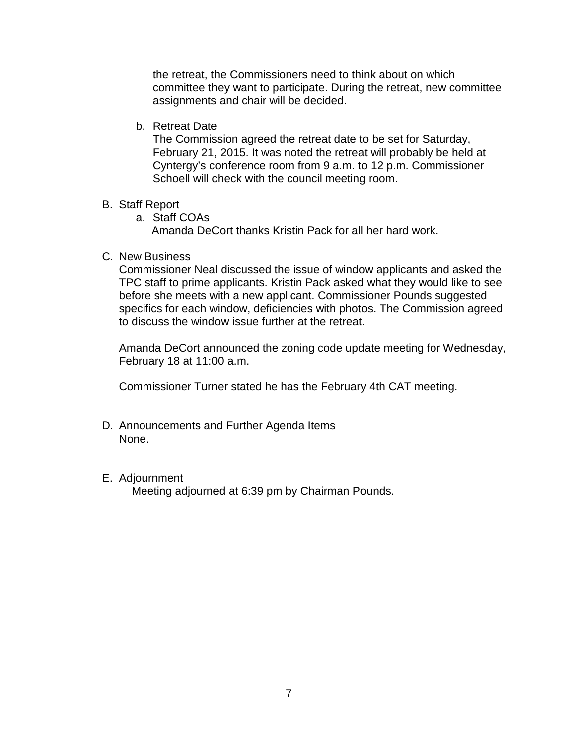the retreat, the Commissioners need to think about on which committee they want to participate. During the retreat, new committee assignments and chair will be decided.

b. Retreat Date
   The Commission agreed the retreat date to be set for Saturday, February 21, 2015. It was noted the retreat will probably be held at Cyntergy's conference room from 9 a.m. to 12 p.m. Commissioner Schoell will check with the council meeting room.

B. Staff Report
   a. Staff COAs
      Amanda DeCort thanks Kristin Pack for all her hard work.

C. New Business
   Commissioner Neal discussed the issue of window applicants and asked the TPC staff to prime applicants. Kristin Pack asked what they would like to see before she meets with a new applicant. Commissioner Pounds suggested specifics for each window, deficiencies with photos. The Commission agreed to discuss the window issue further at the retreat.

   Amanda DeCort announced the zoning code update meeting for Wednesday, February 18 at 11:00 a.m.

   Commissioner Turner stated he has the February 4th CAT meeting.

D. Announcements and Further Agenda Items
   None.

E. Adjournment
   Meeting adjourned at 6:39 pm by Chairman Pounds.